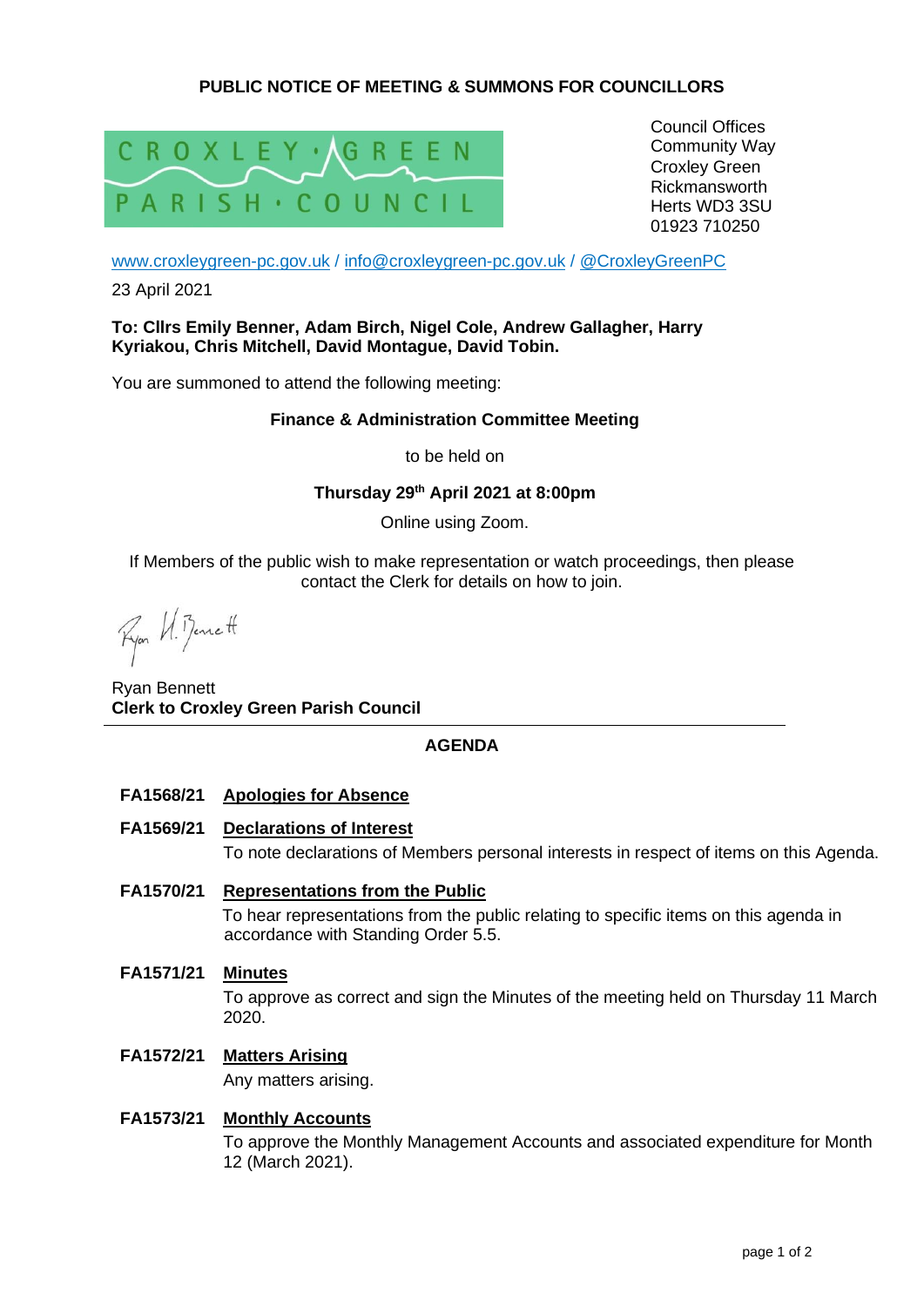# PUBLIC NOTICE OF MEETING & SUMMONS FOR COUNCILLORS

CROXLEY GREEN PARISH COUNCIL

Council Offices
Community Way
Croxley Green
Rickmansworth
Herts WD3 3SU
01923 710250

www.croxleygreen-pc.gov.uk / info@croxleygreen-pc.gov.uk / @CroxleyGreenPC

23 April 2021

**To: Cllrs Emily Benner, Adam Birch, Nigel Cole, Andrew Gallagher, Harry Kyriakou, Chris Mitchell, David Montague, David Tobin.**

You are summoned to attend the following meeting:

**Finance & Administration Committee Meeting**

to be held on

**Thursday 29th April 2021 at 8:00pm**

Online using Zoom.

If Members of the public wish to make representation or watch proceedings, then please contact the Clerk for details on how to join.

Ryan Bennett
**Clerk to Croxley Green Parish Council**

---

## AGENDA

**FA1568/21 Apologies for Absence**

**FA1569/21 Declarations of Interest**

To note declarations of Members personal interests in respect of items on this Agenda.

**FA1570/21 Representations from the Public**

To hear representations from the public relating to specific items on this agenda in accordance with Standing Order 5.5.

**FA1571/21 Minutes**

To approve as correct and sign the Minutes of the meeting held on Thursday 11 March 2020.

**FA1572/21 Matters Arising**

Any matters arising.

**FA1573/21 Monthly Accounts**

To approve the Monthly Management Accounts and associated expenditure for Month 12 (March 2021).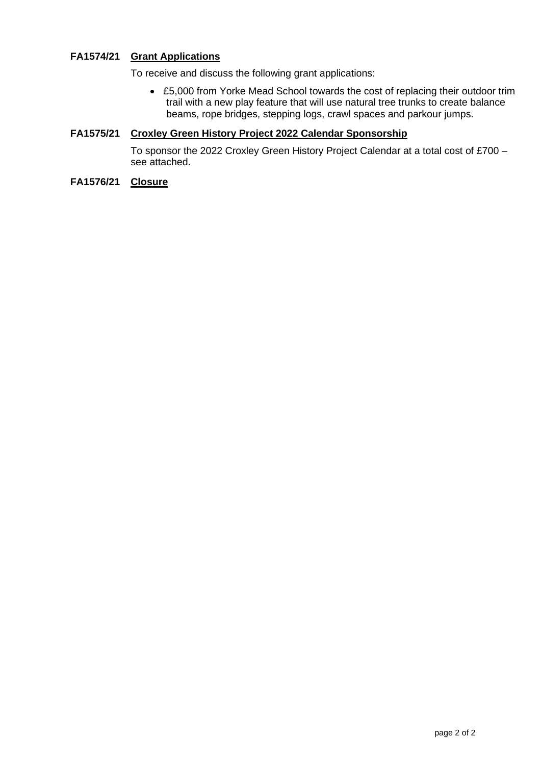**FA1574/21 Grant Applications**

To receive and discuss the following grant applications:

- £5,000 from Yorke Mead School towards the cost of replacing their outdoor trim trail with a new play feature that will use natural tree trunks to create balance beams, rope bridges, stepping logs, crawl spaces and parkour jumps.

**FA1575/21 Croxley Green History Project 2022 Calendar Sponsorship**

To sponsor the 2022 Croxley Green History Project Calendar at a total cost of £700 – see attached.

**FA1576/21 Closure**